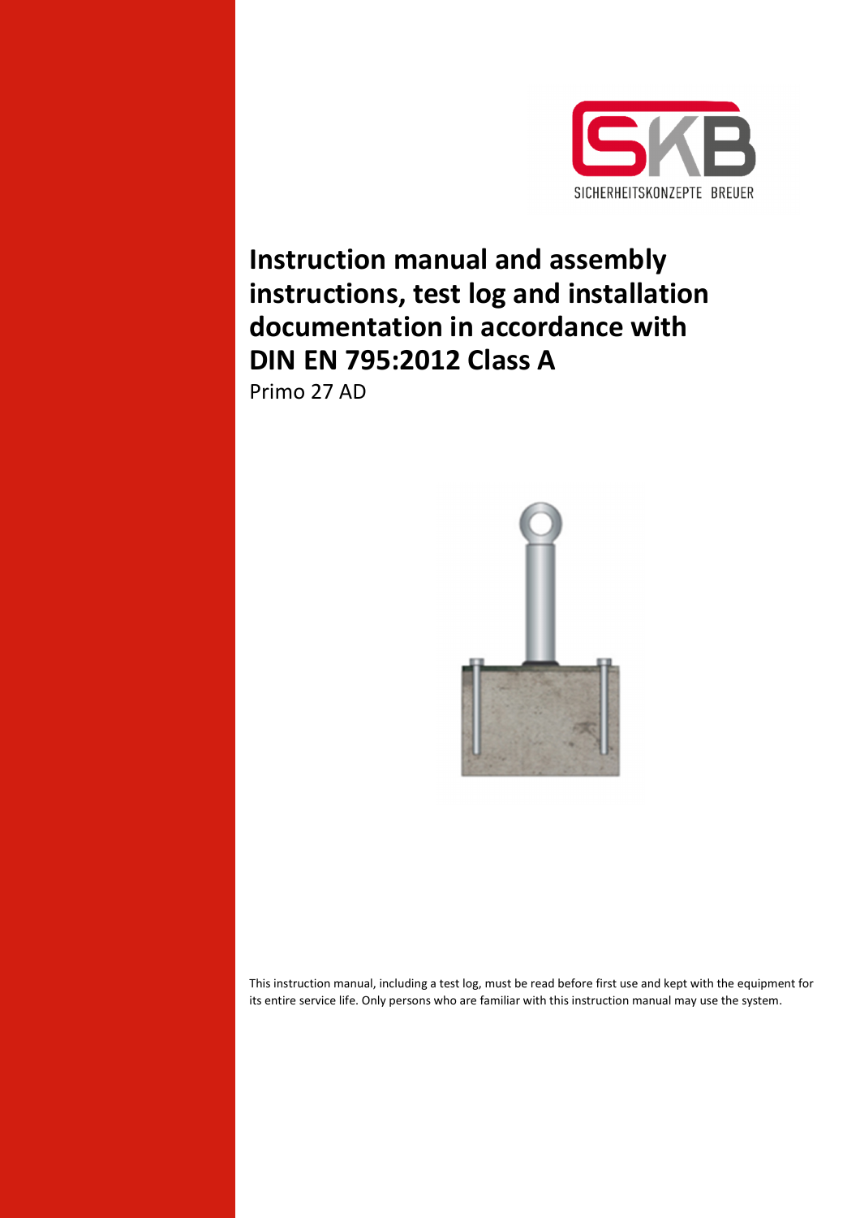# Instruction manual and assembly instructions, test log and installation documentation in accordance with DIN EN 795:2012 Class A

Primo 27 AD

This instruction manual, including a test log, must be read before first use and kept with the equipment for its entire service life. Only persons who are familiar with this instruction manual may use the system.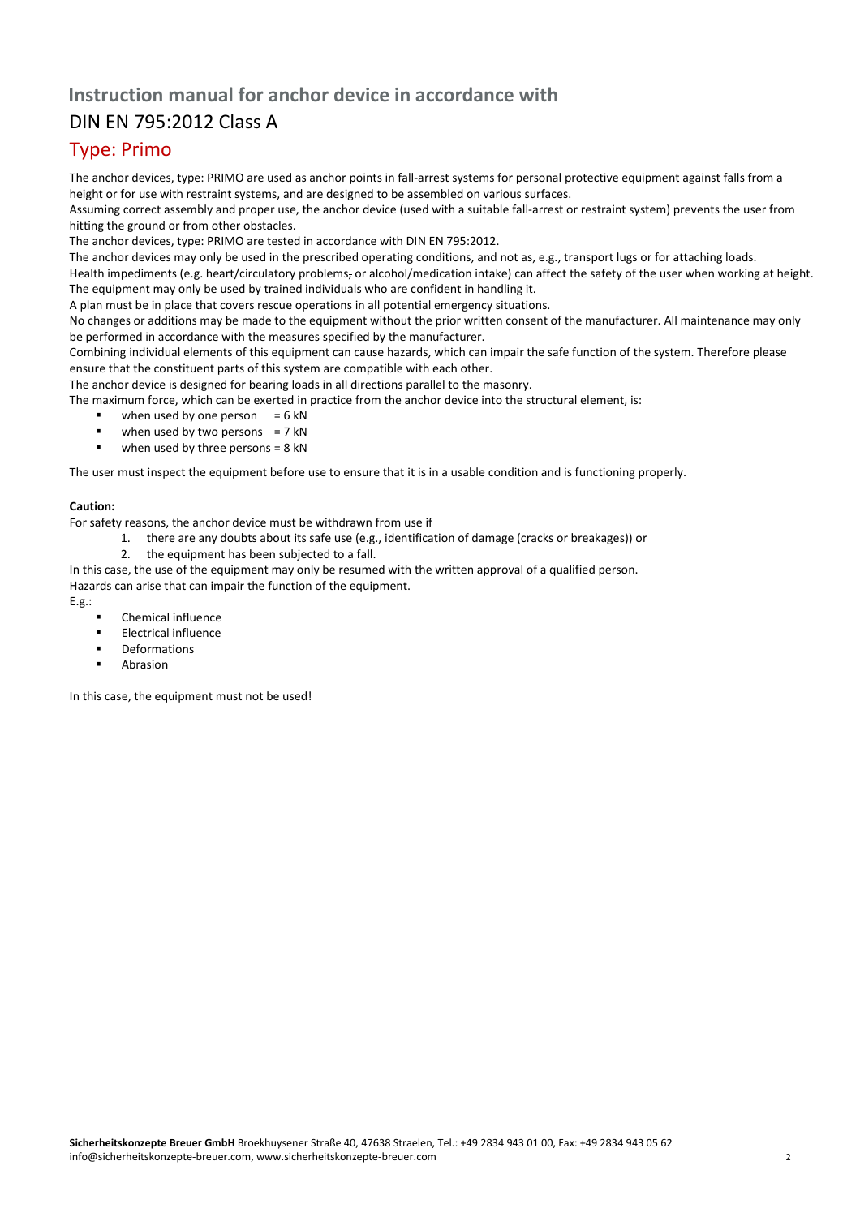# Instruction manual for anchor device in accordance with

## DIN EN 795:2012 Class A

## Type: Primo

The anchor devices, type: PRIMO are used as anchor points in fall-arrest systems for personal protective equipment against falls from a height or for use with restraint systems, and are designed to be assembled on various surfaces.

Assuming correct assembly and proper use, the anchor device (used with a suitable fall-arrest or restraint system) prevents the user from hitting the ground or from other obstacles.

The anchor devices, type: PRIMO are tested in accordance with DIN EN 795:2012.

The anchor devices may only be used in the prescribed operating conditions, and not as, e.g., transport lugs or for attaching loads.

Health impediments (e.g. heart/circulatory problems, or alcohol/medication intake) can affect the safety of the user when working at height.

The equipment may only be used by trained individuals who are confident in handling it.

A plan must be in place that covers rescue operations in all potential emergency situations.

No changes or additions may be made to the equipment without the prior written consent of the manufacturer. All maintenance may only be performed in accordance with the measures specified by the manufacturer.

Combining individual elements of this equipment can cause hazards, which can impair the safe function of the system. Therefore please ensure that the constituent parts of this system are compatible with each other.

The anchor device is designed for bearing loads in all directions parallel to the masonry.

The maximum force, which can be exerted in practice from the anchor device into the structural element, is:

- when used by one person = 6 kN
- when used by two persons = 7 kN
- when used by three persons = 8 kN

The user must inspect the equipment before use to ensure that it is in a usable condition and is functioning properly.

**Caution:**

For safety reasons, the anchor device must be withdrawn from use if

1. there are any doubts about its safe use (e.g., identification of damage (cracks or breakages)) or
2. the equipment has been subjected to a fall.

In this case, the use of the equipment may only be resumed with the written approval of a qualified person.

Hazards can arise that can impair the function of the equipment.

E.g.:

- Chemical influence
- Electrical influence
- Deformations
- Abrasion

In this case, the equipment must not be used!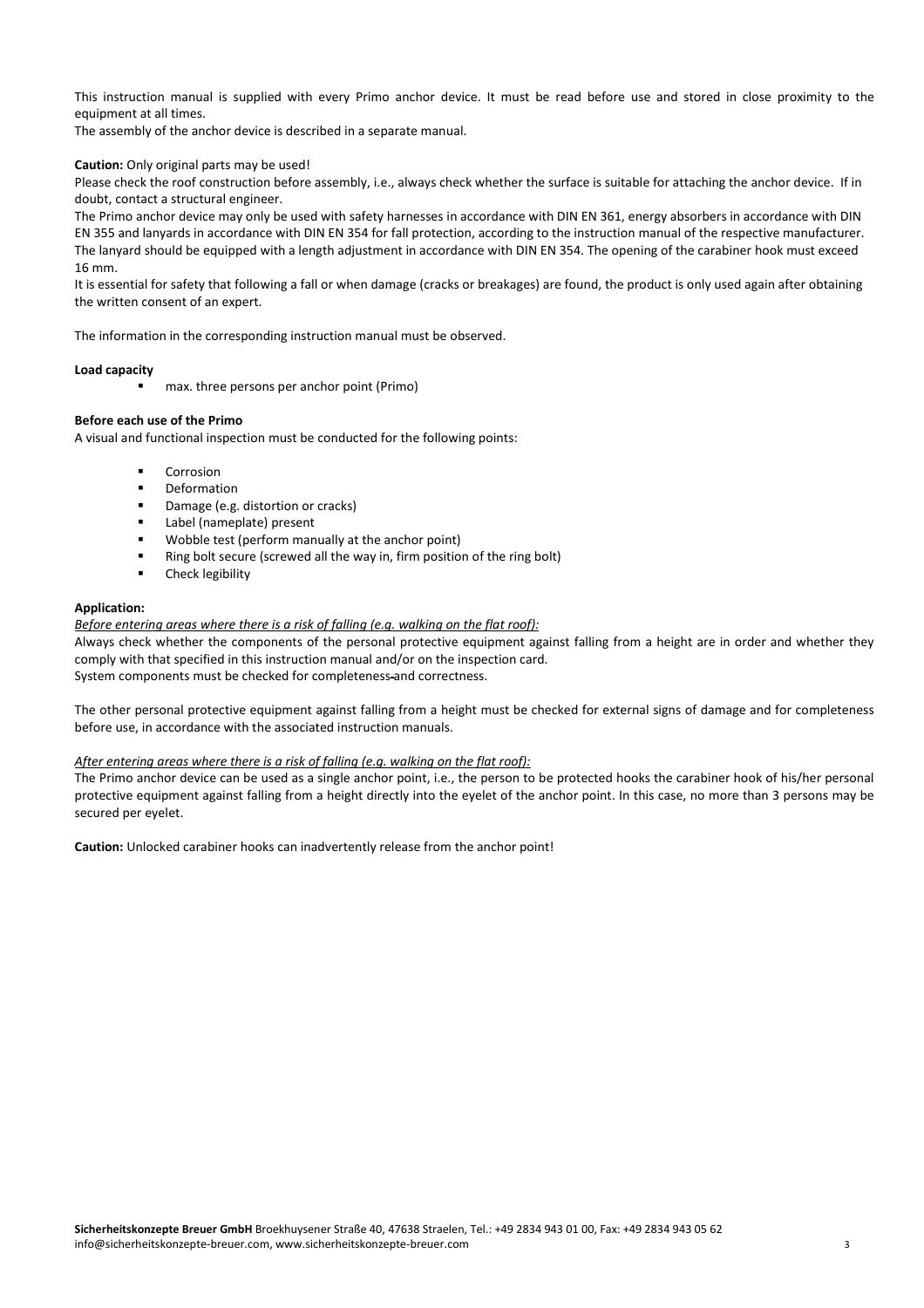This instruction manual is supplied with every Primo anchor device. It must be read before use and stored in close proximity to the equipment at all times.
The assembly of the anchor device is described in a separate manual.

**Caution:** Only original parts may be used!
Please check the roof construction before assembly, i.e., always check whether the surface is suitable for attaching the anchor device. If in doubt, contact a structural engineer.
The Primo anchor device may only be used with safety harnesses in accordance with DIN EN 361, energy absorbers in accordance with DIN EN 355 and lanyards in accordance with DIN EN 354 for fall protection, according to the instruction manual of the respective manufacturer. The lanyard should be equipped with a length adjustment in accordance with DIN EN 354. The opening of the carabiner hook must exceed 16 mm.
It is essential for safety that following a fall or when damage (cracks or breakages) are found, the product is only used again after obtaining the written consent of an expert.

The information in the corresponding instruction manual must be observed.

**Load capacity**

- max. three persons per anchor point (Primo)

**Before each use of the Primo**
A visual and functional inspection must be conducted for the following points:

- Corrosion
- Deformation
- Damage (e.g. distortion or cracks)
- Label (nameplate) present
- Wobble test (perform manually at the anchor point)
- Ring bolt secure (screwed all the way in, firm position of the ring bolt)
- Check legibility

**Application:**
*Before entering areas where there is a risk of falling (e.g. walking on the flat roof):*
Always check whether the components of the personal protective equipment against falling from a height are in order and whether they comply with that specified in this instruction manual and/or on the inspection card.
System components must be checked for completeness and correctness.

The other personal protective equipment against falling from a height must be checked for external signs of damage and for completeness before use, in accordance with the associated instruction manuals.

*After entering areas where there is a risk of falling (e.g. walking on the flat roof):*
The Primo anchor device can be used as a single anchor point, i.e., the person to be protected hooks the carabiner hook of his/her personal protective equipment against falling from a height directly into the eyelet of the anchor point. In this case, no more than 3 persons may be secured per eyelet.

**Caution:** Unlocked carabiner hooks can inadvertently release from the anchor point!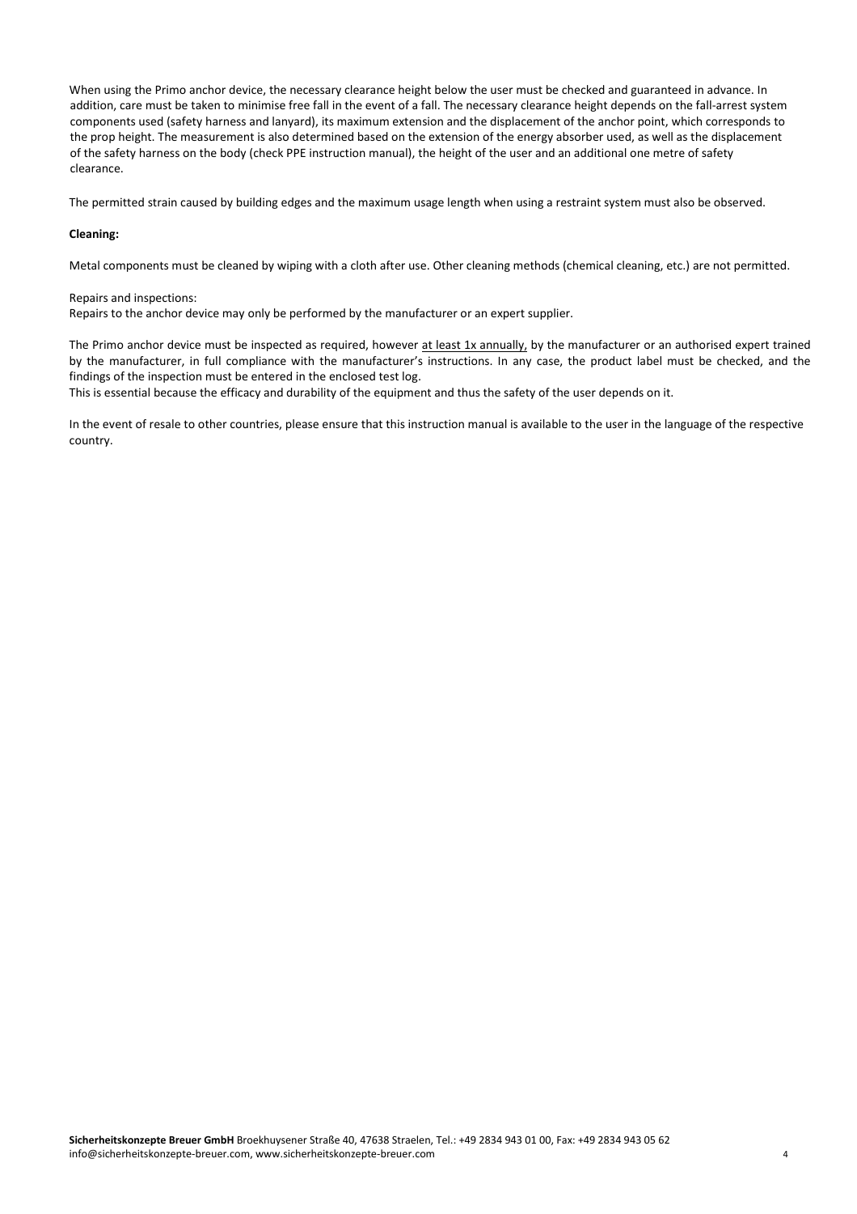When using the Primo anchor device, the necessary clearance height below the user must be checked and guaranteed in advance. In addition, care must be taken to minimise free fall in the event of a fall. The necessary clearance height depends on the fall-arrest system components used (safety harness and lanyard), its maximum extension and the displacement of the anchor point, which corresponds to the prop height. The measurement is also determined based on the extension of the energy absorber used, as well as the displacement of the safety harness on the body (check PPE instruction manual), the height of the user and an additional one metre of safety clearance.

The permitted strain caused by building edges and the maximum usage length when using a restraint system must also be observed.

**Cleaning:**

Metal components must be cleaned by wiping with a cloth after use. Other cleaning methods (chemical cleaning, etc.) are not permitted.

Repairs and inspections:
Repairs to the anchor device may only be performed by the manufacturer or an expert supplier.

The Primo anchor device must be inspected as required, however at least 1x annually, by the manufacturer or an authorised expert trained by the manufacturer, in full compliance with the manufacturer's instructions. In any case, the product label must be checked, and the findings of the inspection must be entered in the enclosed test log.
This is essential because the efficacy and durability of the equipment and thus the safety of the user depends on it.

In the event of resale to other countries, please ensure that this instruction manual is available to the user in the language of the respective country.

**Sicherheitskonzepte Breuer GmbH** Broekhuysener Straße 40, 47638 Straelen, Tel.: +49 2834 943 01 00, Fax: +49 2834 943 05 62
info@sicherheitskonzepte-breuer.com, www.sicherheitskonzepte-breuer.com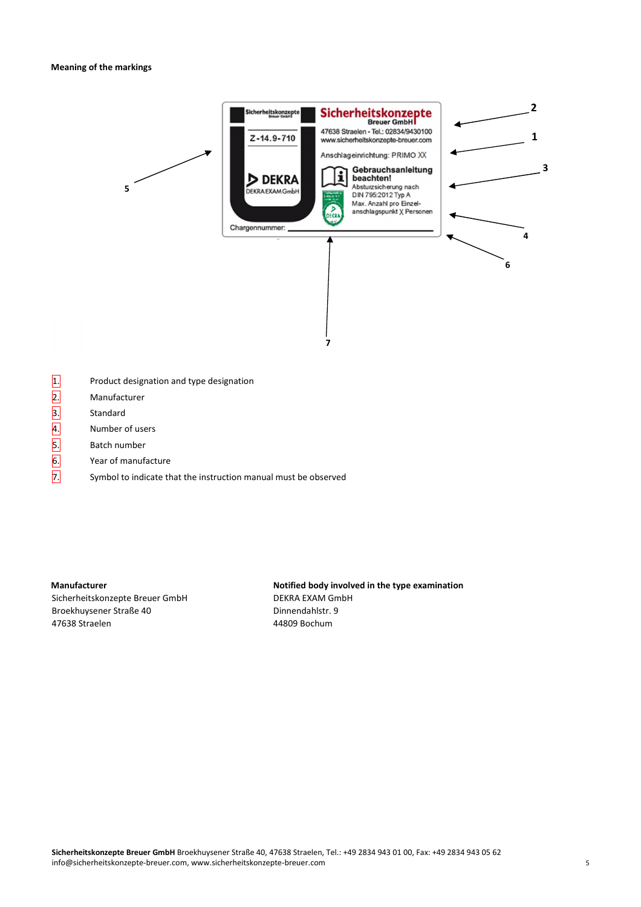**Meaning of the markings**

1. Product designation and type designation
2. Manufacturer
3. Standard
4. Number of users
5. Batch number
6. Year of manufacture
7. Symbol to indicate that the instruction manual must be observed

**Manufacturer**
Sicherheitskonzepte Breuer GmbH
Broekhuysener Straße 40
47638 Straelen

**Notified body involved in the type examination**
DEKRA EXAM GmbH
Dinnendahlstr. 9
44809 Bochum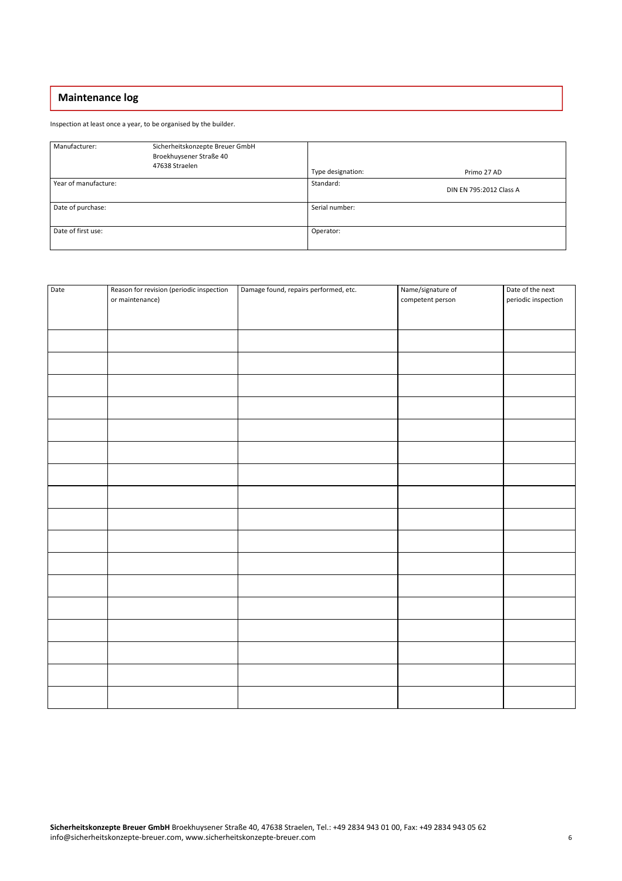## Maintenance log

Inspection at least once a year, to be organised by the builder.

| | | | |
|---|---|---|---|
| Manufacturer: | Sicherheitskonzepte Breuer GmbH<br>Broekhuysener Straße 40<br>47638 Straelen | Type designation: | Primo 27 AD |
| Year of manufacture: | | Standard: | DIN EN 795:2012 Class A |
| Date of purchase: | | Serial number: | |
| Date of first use: | | Operator: | |

| Date | Reason for revision (periodic inspection or maintenance) | Damage found, repairs performed, etc. | Name/signature of competent person | Date of the next periodic inspection |
|---|---|---|---|---|
| | | | | |
| | | | | |
| | | | | |
| | | | | |
| | | | | |
| | | | | |
| | | | | |
| | | | | |
| | | | | |
| | | | | |
| | | | | |
| | | | | |
| | | | | |
| | | | | |
| | | | | |
| | | | | |
| | | | | |

**Sicherheitskonzepte Breuer GmbH** Broekhuysener Straße 40, 47638 Straelen, Tel.: +49 2834 943 01 00, Fax: +49 2834 943 05 62
info@sicherheitskonzepte-breuer.com, www.sicherheitskonzepte-breuer.com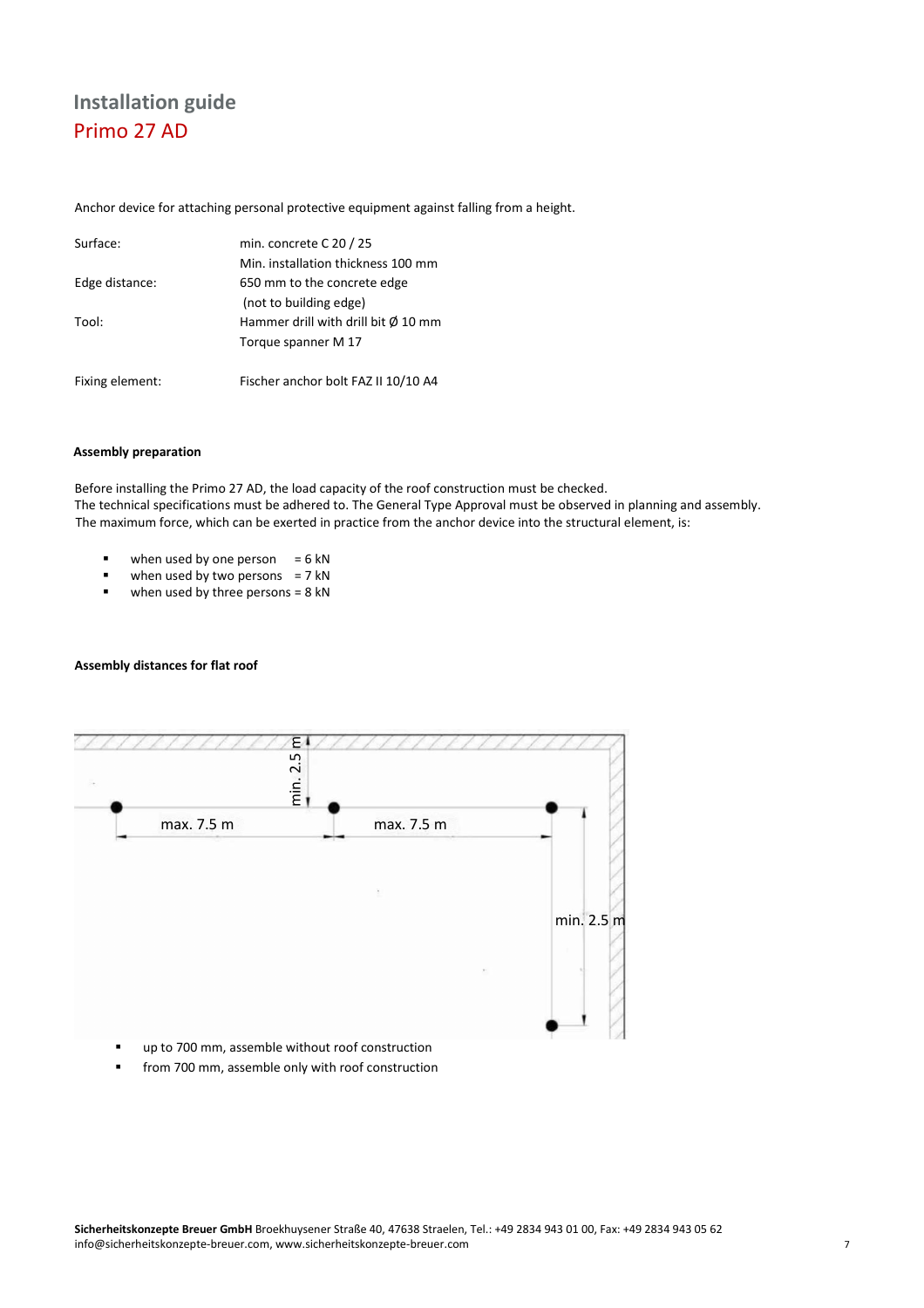# Installation guide

## Primo 27 AD

Anchor device for attaching personal protective equipment against falling from a height.

| | |
|---|---|
| Surface: | min. concrete C 20 / 25<br>Min. installation thickness 100 mm |
| Edge distance: | 650 mm to the concrete edge<br>(not to building edge) |
| Tool: | Hammer drill with drill bit Ø 10 mm<br>Torque spanner M 17 |
| Fixing element: | Fischer anchor bolt FAZ II 10/10 A4 |

**Assembly preparation**

Before installing the Primo 27 AD, the load capacity of the roof construction must be checked.
The technical specifications must be adhered to. The General Type Approval must be observed in planning and assembly.
The maximum force, which can be exerted in practice from the anchor device into the structural element, is:

- when used by one person = 6 kN
- when used by two persons = 7 kN
- when used by three persons = 8 kN

**Assembly distances for flat roof**

min. 2.5 m

max. 7.5 m

max. 7.5 m

min. 2.5 m

- up to 700 mm, assemble without roof construction
- from 700 mm, assemble only with roof construction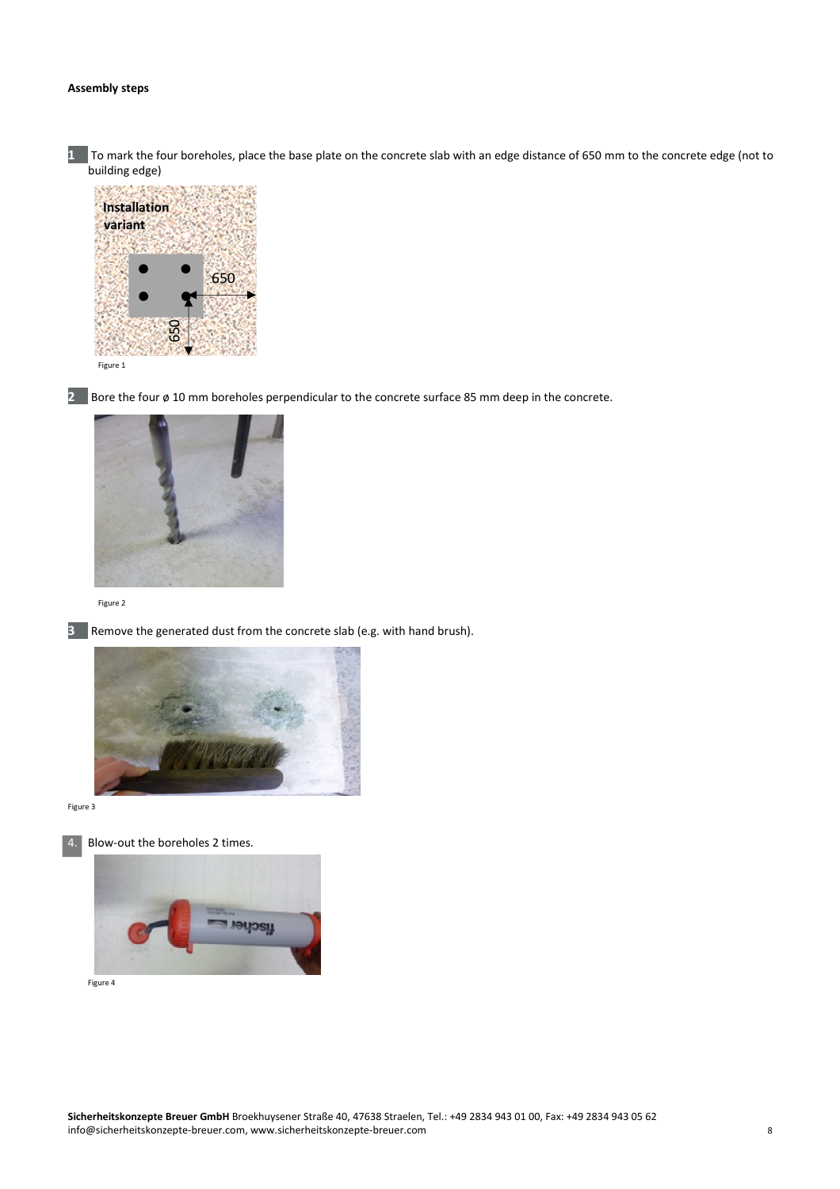**Assembly steps**

1 To mark the four boreholes, place the base plate on the concrete slab with an edge distance of 650 mm to the concrete edge (not to building edge)

Figure 1

2 Bore the four ø 10 mm boreholes perpendicular to the concrete surface 85 mm deep in the concrete.

Figure 2

3 Remove the generated dust from the concrete slab (e.g. with hand brush).

Figure 3

4. Blow-out the boreholes 2 times.

Figure 4

**Sicherheitskonzepte Breuer GmbH** Broekhuysener Straße 40, 47638 Straelen, Tel.: +49 2834 943 01 00, Fax: +49 2834 943 05 62
info@sicherheitskonzepte-breuer.com, www.sicherheitskonzepte-breuer.com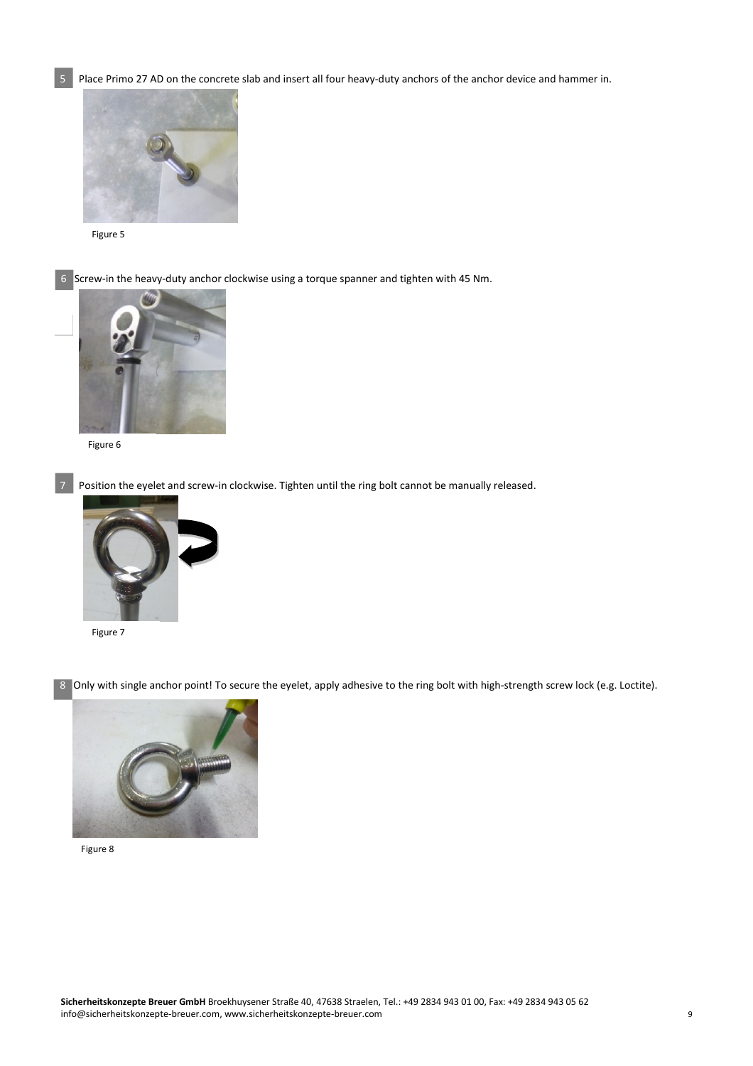5 Place Primo 27 AD on the concrete slab and insert all four heavy-duty anchors of the anchor device and hammer in.

Figure 5

6 Screw-in the heavy-duty anchor clockwise using a torque spanner and tighten with 45 Nm.

Figure 6

7 Position the eyelet and screw-in clockwise. Tighten until the ring bolt cannot be manually released.

Figure 7

8 Only with single anchor point! To secure the eyelet, apply adhesive to the ring bolt with high-strength screw lock (e.g. Loctite).

Figure 8

**Sicherheitskonzepte Breuer GmbH** Broekhuysener Straße 40, 47638 Straelen, Tel.: +49 2834 943 01 00, Fax: +49 2834 943 05 62
info@sicherheitskonzepte-breuer.com, www.sicherheitskonzepte-breuer.com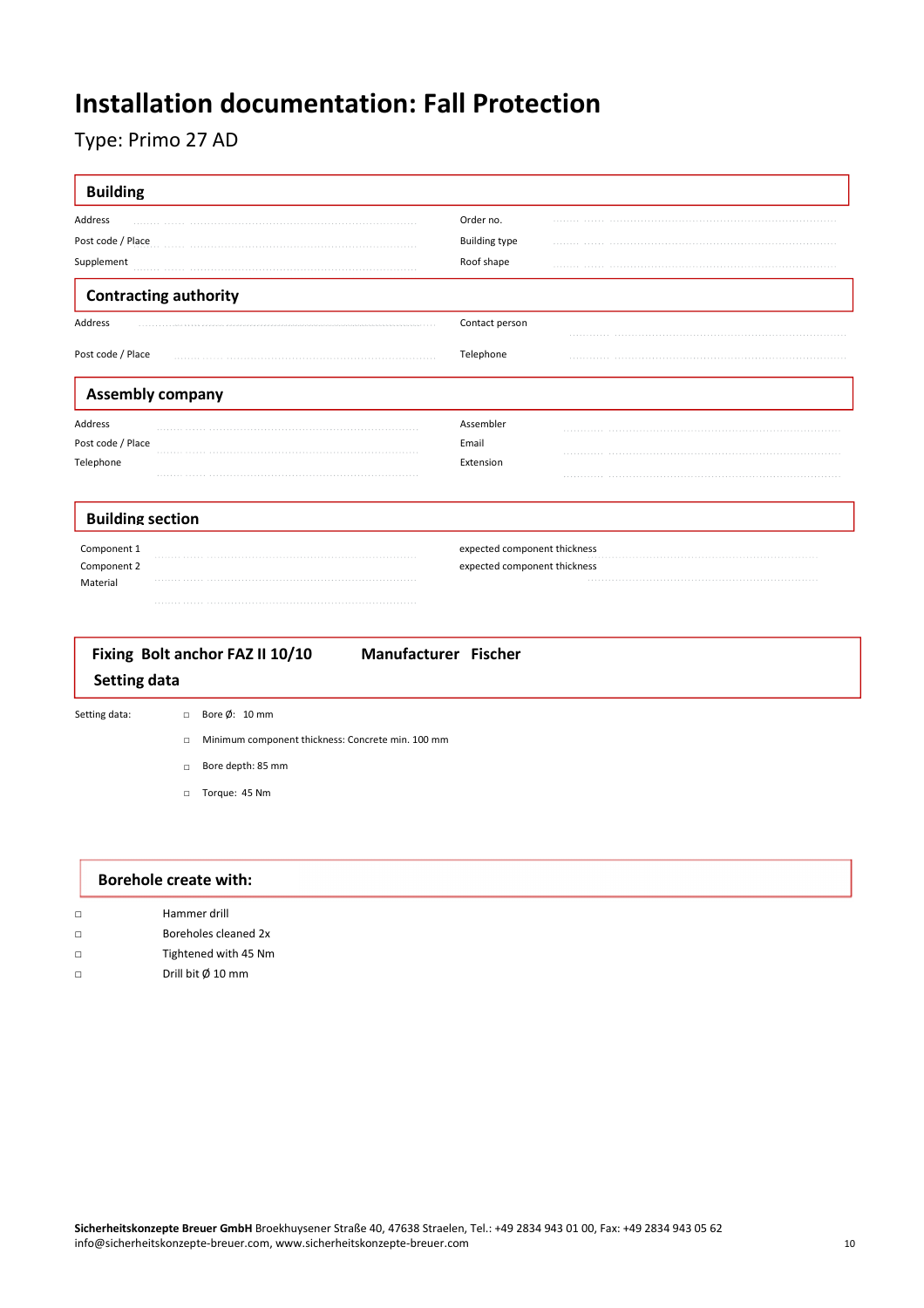# Installation documentation: Fall Protection

Type: Primo 27 AD

## Building

| | | | |
|---|---|---|---|
| Address | ............................................ | Order no. | ............................................ |
| Post code / Place | ............................................ | Building type | ............................................ |
| Supplement | ............................................ | Roof shape | ............................................ |

## Contracting authority

| | | | |
|---|---|---|---|
| Address | ............................................ | Contact person | ............................................ |
| Post code / Place | ............................................ | Telephone | ............................................ |

## Assembly company

| | | | |
|---|---|---|---|
| Address | ............................................ | Assembler | ............................................ |
| Post code / Place | ............................................ | Email | ............................................ |
| Telephone | ............................................ | Extension | ............................................ |

## Building section

| | | | |
|---|---|---|---|
| Component 1 | ............................................ | expected component thickness | ............................................ |
| Component 2 | ............................................ | expected component thickness | ............................................ |
| Material | ............................................ | | |

## Fixing Bolt anchor FAZ II 10/10 — Manufacturer Fischer

## Setting data

Setting data:

- ☐ Bore Ø: 10 mm
- ☐ Minimum component thickness: Concrete min. 100 mm
- ☐ Bore depth: 85 mm
- ☐ Torque: 45 Nm

## Borehole create with:

- ☐ Hammer drill
- ☐ Boreholes cleaned 2x
- ☐ Tightened with 45 Nm
- ☐ Drill bit Ø 10 mm

**Sicherheitskonzepte Breuer GmbH** Broekhuysener Straße 40, 47638 Straelen, Tel.: +49 2834 943 01 00, Fax: +49 2834 943 05 62
info@sicherheitskonzepte-breuer.com, www.sicherheitskonzepte-breuer.com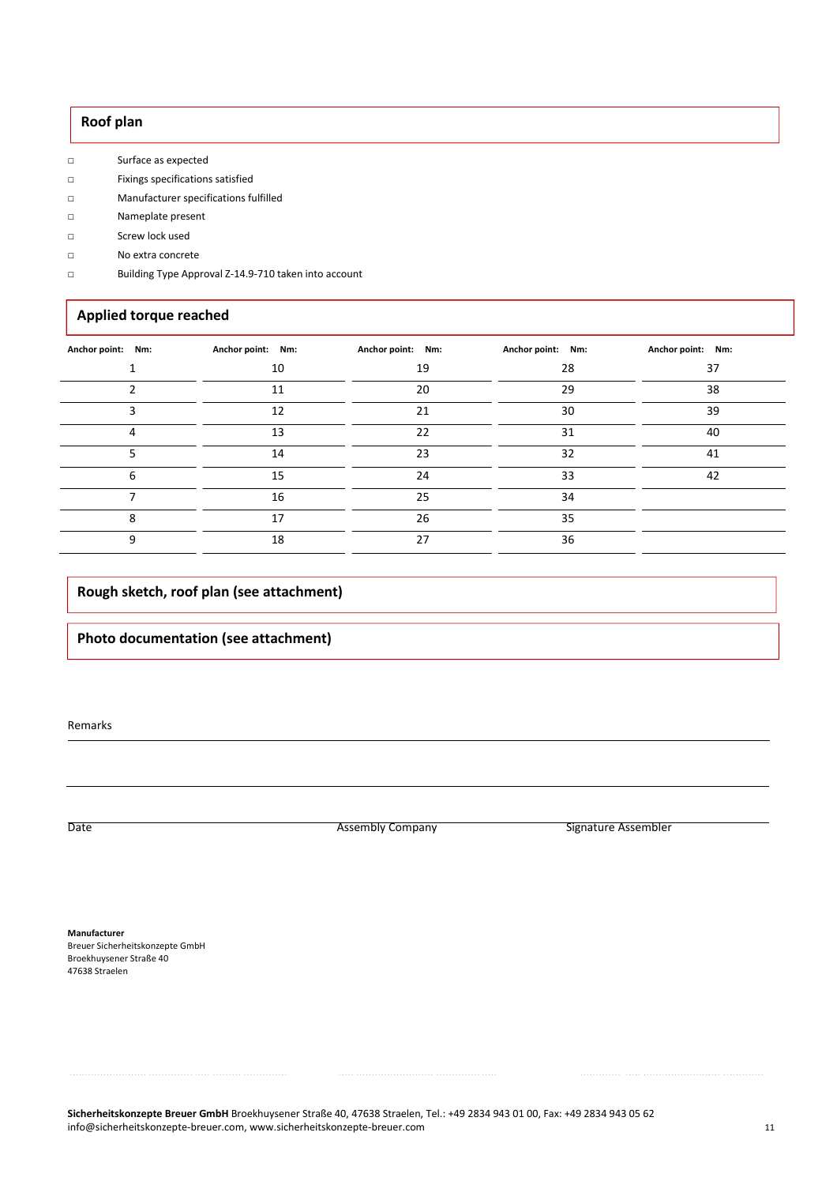## Roof plan

- ☐ Surface as expected
- ☐ Fixings specifications satisfied
- ☐ Manufacturer specifications fulfilled
- ☐ Nameplate present
- ☐ Screw lock used
- ☐ No extra concrete
- ☐ Building Type Approval Z-14.9-710 taken into account

## Applied torque reached

| Anchor point: | Nm: | Anchor point: | Nm: | Anchor point: | Nm: | Anchor point: | Nm: | Anchor point: | Nm: |
|---|---|---|---|---|---|---|---|---|---|
| 1 | | 10 | | 19 | | 28 | | 37 | |
| 2 | | 11 | | 20 | | 29 | | 38 | |
| 3 | | 12 | | 21 | | 30 | | 39 | |
| 4 | | 13 | | 22 | | 31 | | 40 | |
| 5 | | 14 | | 23 | | 32 | | 41 | |
| 6 | | 15 | | 24 | | 33 | | 42 | |
| 7 | | 16 | | 25 | | 34 | | | |
| 8 | | 17 | | 26 | | 35 | | | |
| 9 | | 18 | | 27 | | 36 | | | |

## Rough sketch, roof plan (see attachment)

## Photo documentation (see attachment)

Remarks

Date Assembly Company Signature Assembler

**Manufacturer**
Breuer Sicherheitskonzepte GmbH
Broekhuysener Straße 40
47638 Straelen

**Sicherheitskonzepte Breuer GmbH** Broekhuysener Straße 40, 47638 Straelen, Tel.: +49 2834 943 01 00, Fax: +49 2834 943 05 62
info@sicherheitskonzepte-breuer.com, www.sicherheitskonzepte-breuer.com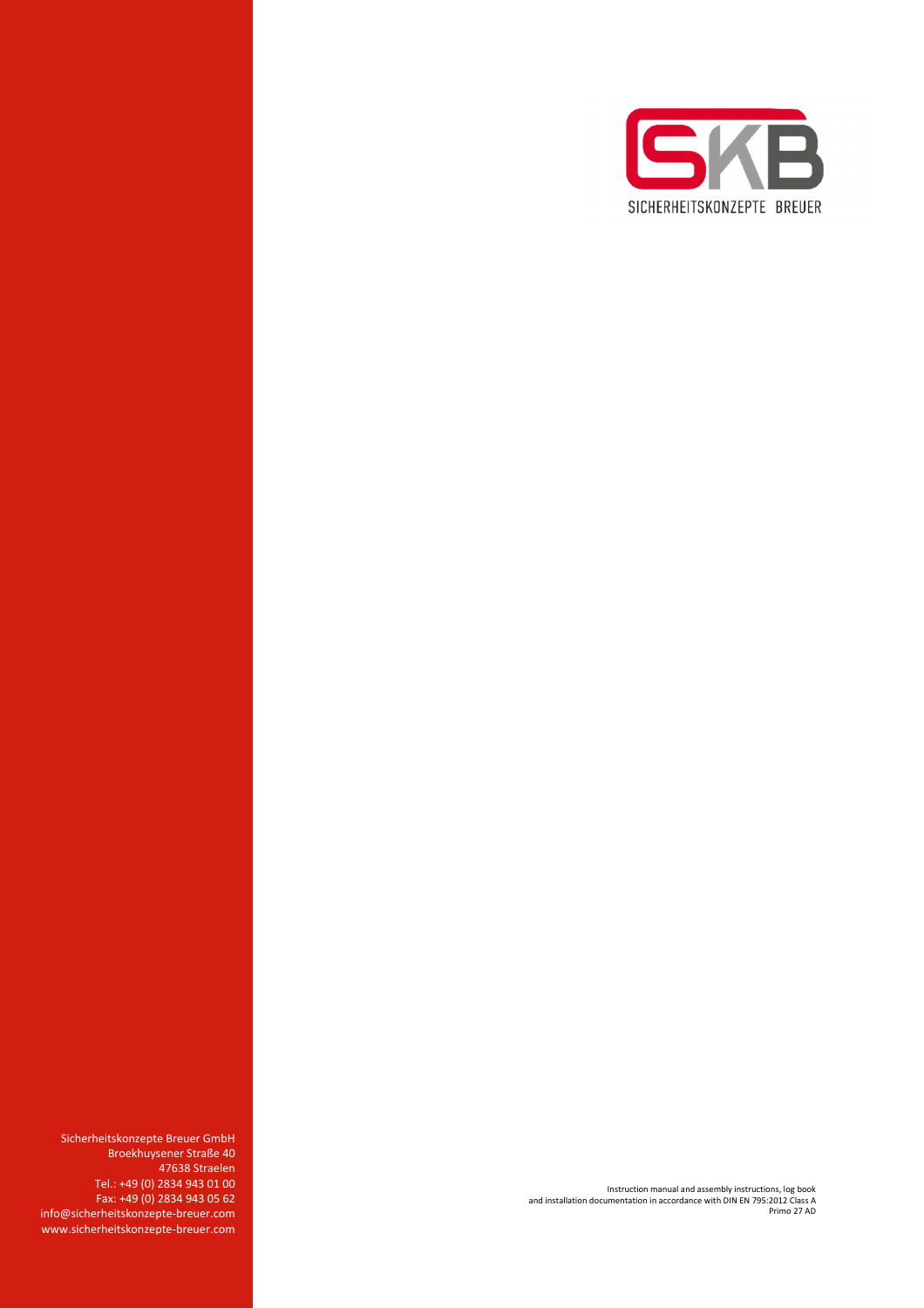SICHERHEITSKONZEPTE BREUER

Sicherheitskonzepte Breuer GmbH
Broekhuysener Straße 40
47638 Straelen
Tel.: +49 (0) 2834 943 01 00
Fax: +49 (0) 2834 943 05 62
info@sicherheitskonzepte-breuer.com
www.sicherheitskonzepte-breuer.com

Instruction manual and assembly instructions, log book
and installation documentation in accordance with DIN EN 795:2012 Class A
Primo 27 AD